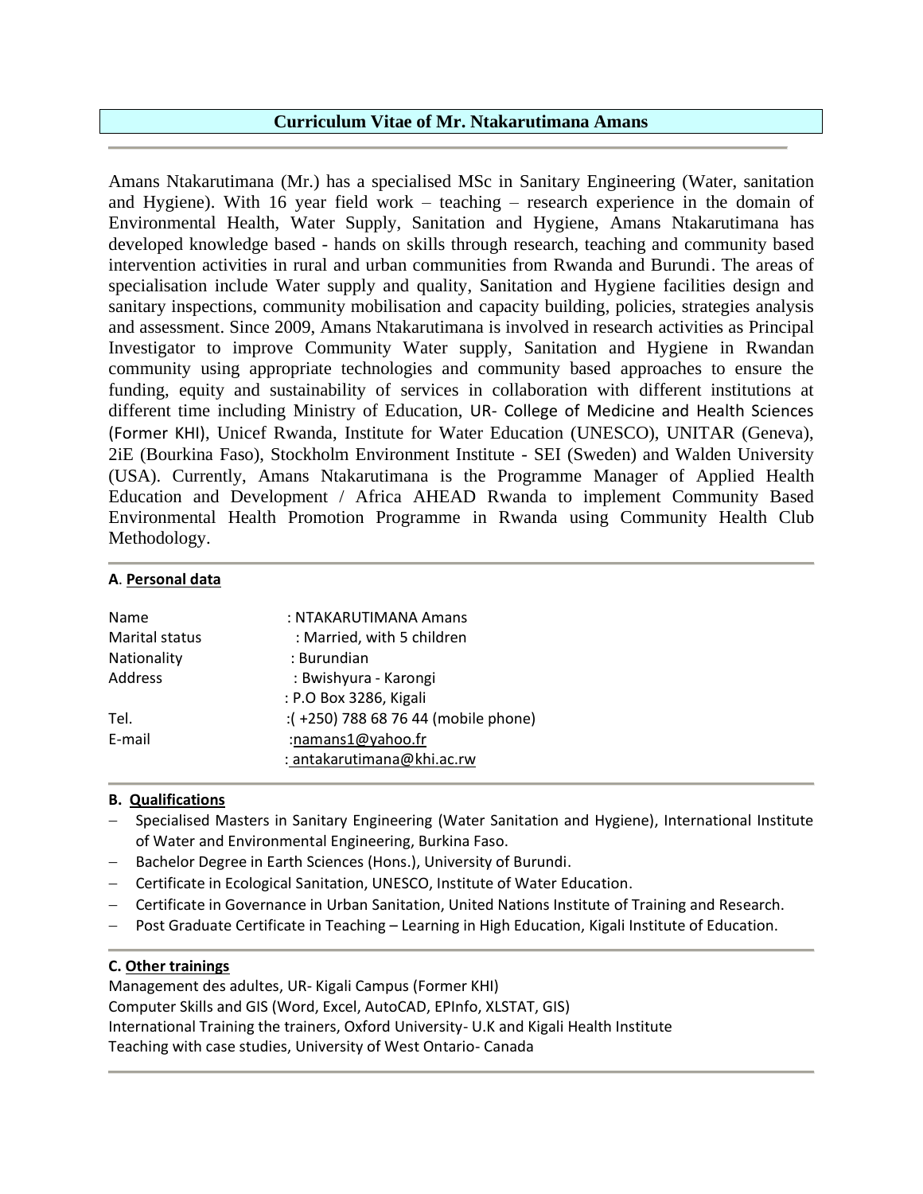# Curriculum Vitae of Mr. Ntakarutimana Amans

Amans Ntakarutimana (Mr.) has a specialised MSc in Sanitary Engineering (Water, sanitation and Hygiene). With 16 year field work – teaching – research experience in the domain of Environmental Health, Water Supply, Sanitation and Hygiene, Amans Ntakarutimana has developed knowledge based - hands on skills through research, teaching and community based intervention activities in rural and urban communities from Rwanda and Burundi. The areas of specialisation include Water supply and quality, Sanitation and Hygiene facilities design and sanitary inspections, community mobilisation and capacity building, policies, strategies analysis and assessment. Since 2009, Amans Ntakarutimana is involved in research activities as Principal Investigator to improve Community Water supply, Sanitation and Hygiene in Rwandan community using appropriate technologies and community based approaches to ensure the funding, equity and sustainability of services in collaboration with different institutions at different time including Ministry of Education, UR- College of Medicine and Health Sciences (Former KHI), Unicef Rwanda, Institute for Water Education (UNESCO), UNITAR (Geneva), 2iE (Bourkina Faso), Stockholm Environment Institute - SEI (Sweden) and Walden University (USA). Currently, Amans Ntakarutimana is the Programme Manager of Applied Health Education and Development / Africa AHEAD Rwanda to implement Community Based Environmental Health Promotion Programme in Rwanda using Community Health Club Methodology.

## A. Personal data

| | |
|---|---|
| Name | : NTAKARUTIMANA Amans |
| Marital status | : Married, with 5 children |
| Nationality | : Burundian |
| Address | : Bwishyura - Karongi |
| | : P.O Box 3286, Kigali |
| Tel. | :( +250) 788 68 76 44 (mobile phone) |
| E-mail | :namans1@yahoo.fr |
| | : antakarutimana@khi.ac.rw |

## B. Qualifications

- Specialised Masters in Sanitary Engineering (Water Sanitation and Hygiene), International Institute of Water and Environmental Engineering, Burkina Faso.
- Bachelor Degree in Earth Sciences (Hons.), University of Burundi.
- Certificate in Ecological Sanitation, UNESCO, Institute of Water Education.
- Certificate in Governance in Urban Sanitation, United Nations Institute of Training and Research.
- Post Graduate Certificate in Teaching – Learning in High Education, Kigali Institute of Education.

## C. Other trainings

Management des adultes, UR- Kigali Campus (Former KHI)
Computer Skills and GIS (Word, Excel, AutoCAD, EPInfo, XLSTAT, GIS)
International Training the trainers, Oxford University- U.K and Kigali Health Institute
Teaching with case studies, University of West Ontario- Canada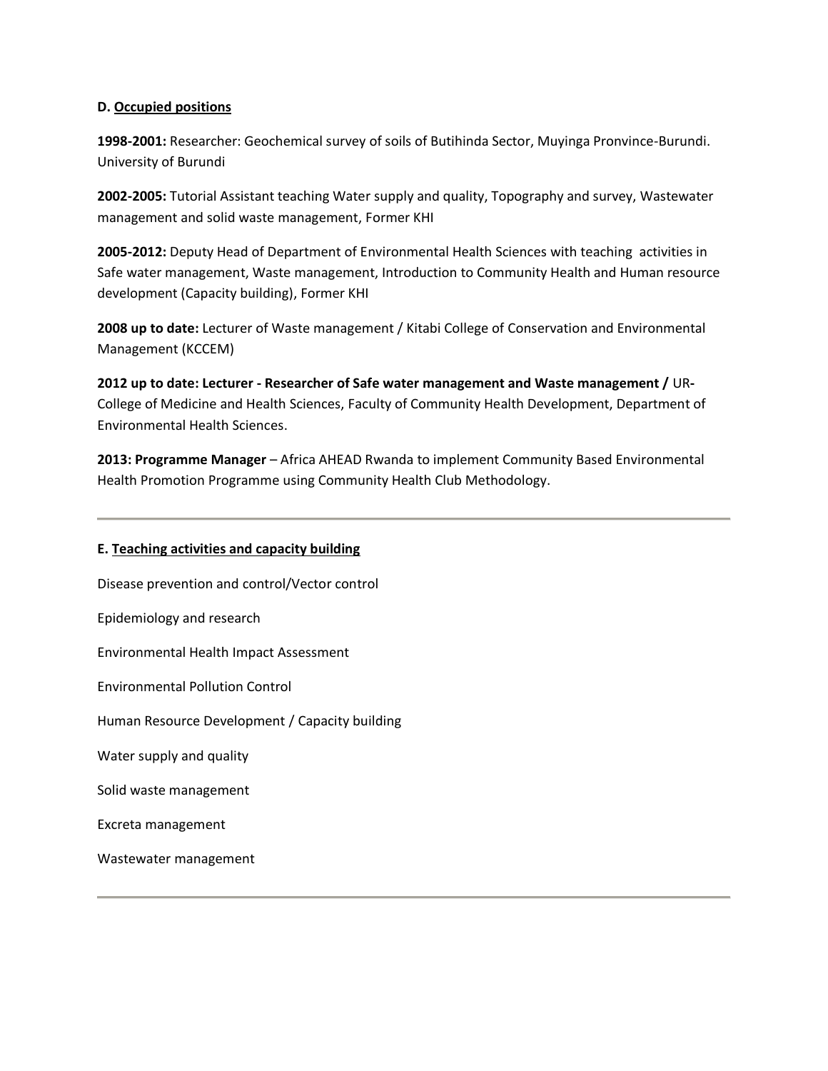### D. Occupied positions

**1998-2001:** Researcher: Geochemical survey of soils of Butihinda Sector, Muyinga Pronvince-Burundi. University of Burundi

**2002-2005:** Tutorial Assistant teaching Water supply and quality, Topography and survey, Wastewater management and solid waste management, Former KHI

**2005-2012:** Deputy Head of Department of Environmental Health Sciences with teaching activities in Safe water management, Waste management, Introduction to Community Health and Human resource development (Capacity building), Former KHI

**2008 up to date:** Lecturer of Waste management / Kitabi College of Conservation and Environmental Management (KCCEM)

**2012 up to date: Lecturer - Researcher of Safe water management and Waste management /** UR-College of Medicine and Health Sciences, Faculty of Community Health Development, Department of Environmental Health Sciences.

**2013: Programme Manager** – Africa AHEAD Rwanda to implement Community Based Environmental Health Promotion Programme using Community Health Club Methodology.

---

### E. Teaching activities and capacity building

Disease prevention and control/Vector control

Epidemiology and research

Environmental Health Impact Assessment

Environmental Pollution Control

Human Resource Development / Capacity building

Water supply and quality

Solid waste management

Excreta management

Wastewater management

---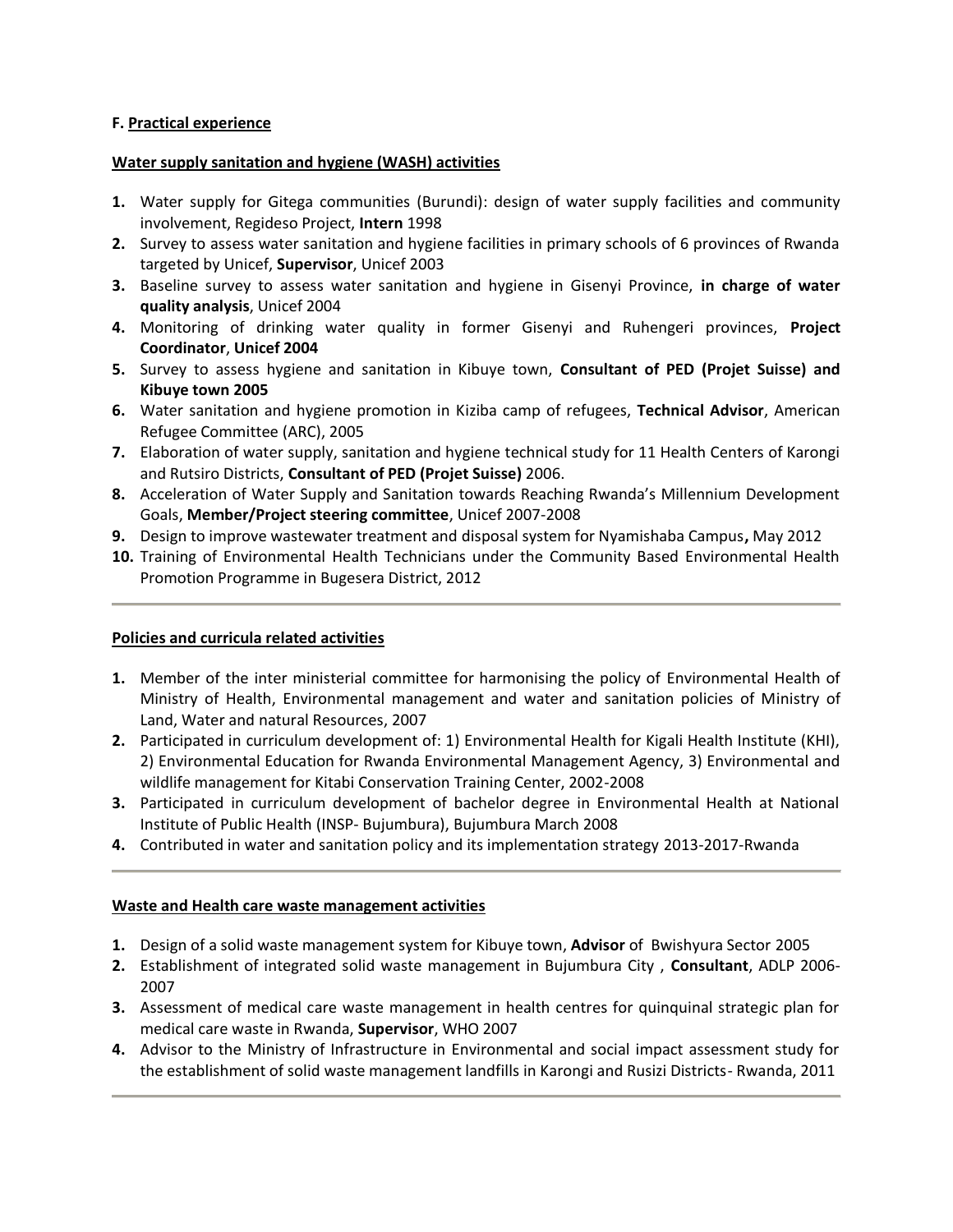**F. Practical experience**

**Water supply sanitation and hygiene (WASH) activities**

1. Water supply for Gitega communities (Burundi): design of water supply facilities and community involvement, Regideso Project, **Intern** 1998
2. Survey to assess water sanitation and hygiene facilities in primary schools of 6 provinces of Rwanda targeted by Unicef, **Supervisor**, Unicef 2003
3. Baseline survey to assess water sanitation and hygiene in Gisenyi Province, **in charge of water quality analysis**, Unicef 2004
4. Monitoring of drinking water quality in former Gisenyi and Ruhengeri provinces, **Project Coordinator**, **Unicef 2004**
5. Survey to assess hygiene and sanitation in Kibuye town, **Consultant of PED (Projet Suisse) and Kibuye town 2005**
6. Water sanitation and hygiene promotion in Kiziba camp of refugees, **Technical Advisor**, American Refugee Committee (ARC), 2005
7. Elaboration of water supply, sanitation and hygiene technical study for 11 Health Centers of Karongi and Rutsiro Districts, **Consultant of PED (Projet Suisse)** 2006.
8. Acceleration of Water Supply and Sanitation towards Reaching Rwanda's Millennium Development Goals, **Member/Project steering committee**, Unicef 2007-2008
9. Design to improve wastewater treatment and disposal system for Nyamishaba Campus**,** May 2012
10. Training of Environmental Health Technicians under the Community Based Environmental Health Promotion Programme in Bugesera District, 2012

---

**Policies and curricula related activities**

1. Member of the inter ministerial committee for harmonising the policy of Environmental Health of Ministry of Health, Environmental management and water and sanitation policies of Ministry of Land, Water and natural Resources, 2007
2. Participated in curriculum development of: 1) Environmental Health for Kigali Health Institute (KHI), 2) Environmental Education for Rwanda Environmental Management Agency, 3) Environmental and wildlife management for Kitabi Conservation Training Center, 2002-2008
3. Participated in curriculum development of bachelor degree in Environmental Health at National Institute of Public Health (INSP- Bujumbura), Bujumbura March 2008
4. Contributed in water and sanitation policy and its implementation strategy 2013-2017-Rwanda

---

**Waste and Health care waste management activities**

1. Design of a solid waste management system for Kibuye town, **Advisor** of Bwishyura Sector 2005
2. Establishment of integrated solid waste management in Bujumbura City , **Consultant**, ADLP 2006-2007
3. Assessment of medical care waste management in health centres for quinquinal strategic plan for medical care waste in Rwanda, **Supervisor**, WHO 2007
4. Advisor to the Ministry of Infrastructure in Environmental and social impact assessment study for the establishment of solid waste management landfills in Karongi and Rusizi Districts- Rwanda, 2011

---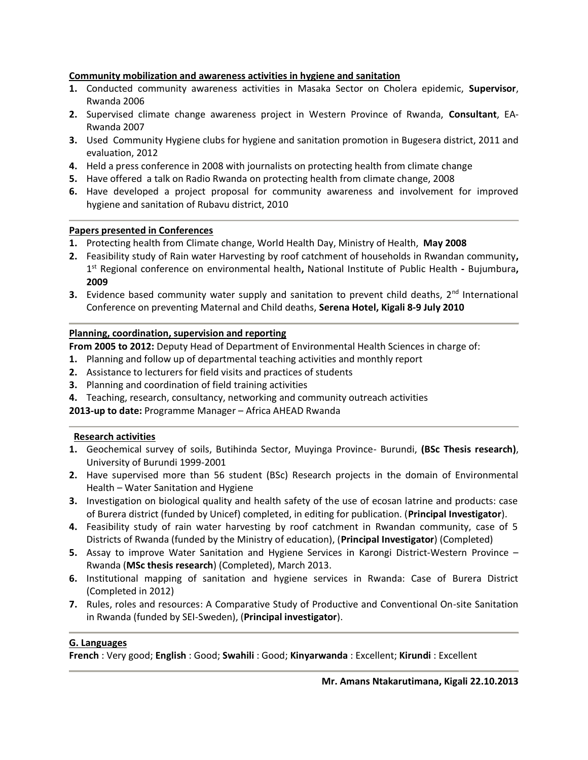**Community mobilization and awareness activities in hygiene and sanitation**

1. Conducted community awareness activities in Masaka Sector on Cholera epidemic, **Supervisor**, Rwanda 2006
2. Supervised climate change awareness project in Western Province of Rwanda, **Consultant**, EA-Rwanda 2007
3. Used Community Hygiene clubs for hygiene and sanitation promotion in Bugesera district, 2011 and evaluation, 2012
4. Held a press conference in 2008 with journalists on protecting health from climate change
5. Have offered a talk on Radio Rwanda on protecting health from climate change, 2008
6. Have developed a project proposal for community awareness and involvement for improved hygiene and sanitation of Rubavu district, 2010

---

**Papers presented in Conferences**

1. Protecting health from Climate change, World Health Day, Ministry of Health, **May 2008**
2. Feasibility study of Rain water Harvesting by roof catchment of households in Rwandan community**,** 1st Regional conference on environmental health**,** National Institute of Public Health **-** Bujumbura**, 2009**
3. Evidence based community water supply and sanitation to prevent child deaths, 2nd International Conference on preventing Maternal and Child deaths, **Serena Hotel, Kigali 8-9 July 2010**

---

**Planning, coordination, supervision and reporting**

**From 2005 to 2012:** Deputy Head of Department of Environmental Health Sciences in charge of:

1. Planning and follow up of departmental teaching activities and monthly report
2. Assistance to lecturers for field visits and practices of students
3. Planning and coordination of field training activities
4. Teaching, research, consultancy, networking and community outreach activities

**2013-up to date:** Programme Manager – Africa AHEAD Rwanda

---

**Research activities**

1. Geochemical survey of soils, Butihinda Sector, Muyinga Province- Burundi, **(BSc Thesis research)**, University of Burundi 1999-2001
2. Have supervised more than 56 student (BSc) Research projects in the domain of Environmental Health – Water Sanitation and Hygiene
3. Investigation on biological quality and health safety of the use of ecosan latrine and products: case of Burera district (funded by Unicef) completed, in editing for publication. (**Principal Investigator**).
4. Feasibility study of rain water harvesting by roof catchment in Rwandan community, case of 5 Districts of Rwanda (funded by the Ministry of education), (**Principal Investigator**) (Completed)
5. Assay to improve Water Sanitation and Hygiene Services in Karongi District-Western Province – Rwanda (**MSc thesis research**) (Completed), March 2013.
6. Institutional mapping of sanitation and hygiene services in Rwanda: Case of Burera District (Completed in 2012)
7. Rules, roles and resources: A Comparative Study of Productive and Conventional On-site Sanitation in Rwanda (funded by SEI-Sweden), (**Principal investigator**).

---

**G. Languages**

**French** : Very good; **English** : Good; **Swahili** : Good; **Kinyarwanda** : Excellent; **Kirundi** : Excellent

---

**Mr. Amans Ntakarutimana, Kigali 22.10.2013**